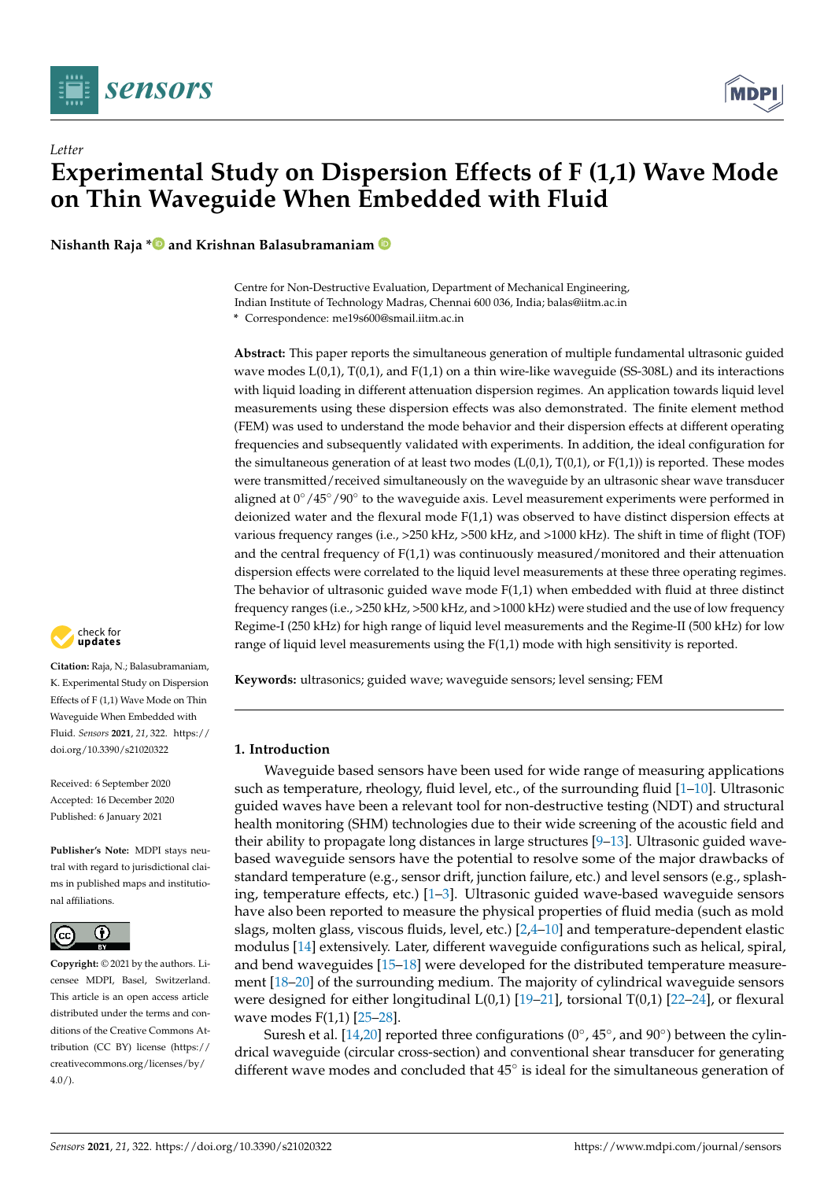*Letter*

# Experimental Study on Dispersion Effects of F (1,1) Wave Mode on Thin Waveguide When Embedded with Fluid

**Nishanth Raja * and Krishnan Balasubramaniam**

Centre for Non-Destructive Evaluation, Department of Mechanical Engineering, Indian Institute of Technology Madras, Chennai 600 036, India; balas@iitm.ac.in
* Correspondence: me19s600@smail.iitm.ac.in

**Abstract:** This paper reports the simultaneous generation of multiple fundamental ultrasonic guided wave modes L(0,1), T(0,1), and F(1,1) on a thin wire-like waveguide (SS-308L) and its interactions with liquid loading in different attenuation dispersion regimes. An application towards liquid level measurements using these dispersion effects was also demonstrated. The finite element method (FEM) was used to understand the mode behavior and their dispersion effects at different operating frequencies and subsequently validated with experiments. In addition, the ideal configuration for the simultaneous generation of at least two modes (L(0,1), T(0,1), or F(1,1)) is reported. These modes were transmitted/received simultaneously on the waveguide by an ultrasonic shear wave transducer aligned at 0°/45°/90° to the waveguide axis. Level measurement experiments were performed in deionized water and the flexural mode F(1,1) was observed to have distinct dispersion effects at various frequency ranges (i.e., >250 kHz, >500 kHz, and >1000 kHz). The shift in time of flight (TOF) and the central frequency of F(1,1) was continuously measured/monitored and their attenuation dispersion effects were correlated to the liquid level measurements at these three operating regimes. The behavior of ultrasonic guided wave mode F(1,1) when embedded with fluid at three distinct frequency ranges (i.e., >250 kHz, >500 kHz, and >1000 kHz) were studied and the use of low frequency Regime-I (250 kHz) for high range of liquid level measurements and the Regime-II (500 kHz) for low range of liquid level measurements using the F(1,1) mode with high sensitivity is reported.

**Keywords:** ultrasonics; guided wave; waveguide sensors; level sensing; FEM

**Citation:** Raja, N.; Balasubramaniam, K. Experimental Study on Dispersion Effects of F (1,1) Wave Mode on Thin Waveguide When Embedded with Fluid. *Sensors* **2021**, *21*, 322. https://doi.org/10.3390/s21020322

Received: 6 September 2020
Accepted: 16 December 2020
Published: 6 January 2021

**Publisher's Note:** MDPI stays neutral with regard to jurisdictional claims in published maps and institutional affiliations.

**Copyright:** © 2021 by the authors. Licensee MDPI, Basel, Switzerland. This article is an open access article distributed under the terms and conditions of the Creative Commons Attribution (CC BY) license (https://creativecommons.org/licenses/by/4.0/).

## 1. Introduction

Waveguide based sensors have been used for wide range of measuring applications such as temperature, rheology, fluid level, etc., of the surrounding fluid [1–10]. Ultrasonic guided waves have been a relevant tool for non-destructive testing (NDT) and structural health monitoring (SHM) technologies due to their wide screening of the acoustic field and their ability to propagate long distances in large structures [9–13]. Ultrasonic guided wave-based waveguide sensors have the potential to resolve some of the major drawbacks of standard temperature (e.g., sensor drift, junction failure, etc.) and level sensors (e.g., splashing, temperature effects, etc.) [1–3]. Ultrasonic guided wave-based waveguide sensors have also been reported to measure the physical properties of fluid media (such as mold slags, molten glass, viscous fluids, level, etc.) [2,4–10] and temperature-dependent elastic modulus [14] extensively. Later, different waveguide configurations such as helical, spiral, and bend waveguides [15–18] were developed for the distributed temperature measurement [18–20] of the surrounding medium. The majority of cylindrical waveguide sensors were designed for either longitudinal L(0,1) [19–21], torsional T(0,1) [22–24], or flexural wave modes F(1,1) [25–28].

Suresh et al. [14,20] reported three configurations (0°, 45°, and 90°) between the cylindrical waveguide (circular cross-section) and conventional shear transducer for generating different wave modes and concluded that 45° is ideal for the simultaneous generation of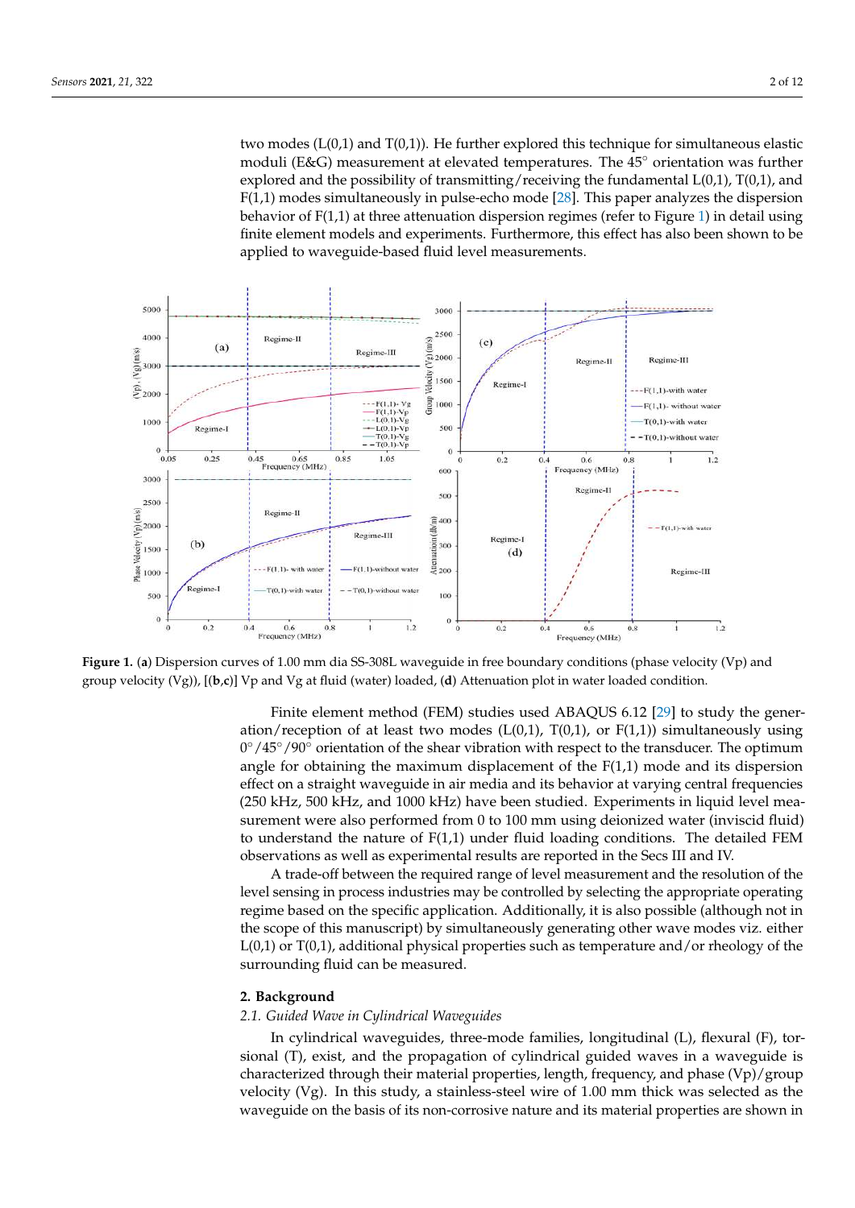two modes (L(0,1) and T(0,1)). He further explored this technique for simultaneous elastic moduli (E&G) measurement at elevated temperatures. The 45° orientation was further explored and the possibility of transmitting/receiving the fundamental L(0,1), T(0,1), and F(1,1) modes simultaneously in pulse-echo mode [28]. This paper analyzes the dispersion behavior of F(1,1) at three attenuation dispersion regimes (refer to Figure 1) in detail using finite element models and experiments. Furthermore, this effect has also been shown to be applied to waveguide-based fluid level measurements.

**Figure 1.** (**a**) Dispersion curves of 1.00 mm dia SS-308L waveguide in free boundary conditions (phase velocity (Vp) and group velocity (Vg)), [(**b**,**c**)] Vp and Vg at fluid (water) loaded, (**d**) Attenuation plot in water loaded condition.

Finite element method (FEM) studies used ABAQUS 6.12 [29] to study the generation/reception of at least two modes (L(0,1), T(0,1), or F(1,1)) simultaneously using 0°/45°/90° orientation of the shear vibration with respect to the transducer. The optimum angle for obtaining the maximum displacement of the F(1,1) mode and its dispersion effect on a straight waveguide in air media and its behavior at varying central frequencies (250 kHz, 500 kHz, and 1000 kHz) have been studied. Experiments in liquid level measurement were also performed from 0 to 100 mm using deionized water (inviscid fluid) to understand the nature of F(1,1) under fluid loading conditions. The detailed FEM observations as well as experimental results are reported in the Secs III and IV.

A trade-off between the required range of level measurement and the resolution of the level sensing in process industries may be controlled by selecting the appropriate operating regime based on the specific application. Additionally, it is also possible (although not in the scope of this manuscript) by simultaneously generating other wave modes viz. either L(0,1) or T(0,1), additional physical properties such as temperature and/or rheology of the surrounding fluid can be measured.

## 2. Background

### *2.1. Guided Wave in Cylindrical Waveguides*

In cylindrical waveguides, three-mode families, longitudinal (L), flexural (F), torsional (T), exist, and the propagation of cylindrical guided waves in a waveguide is characterized through their material properties, length, frequency, and phase (Vp)/group velocity (Vg). In this study, a stainless-steel wire of 1.00 mm thick was selected as the waveguide on the basis of its non-corrosive nature and its material properties are shown in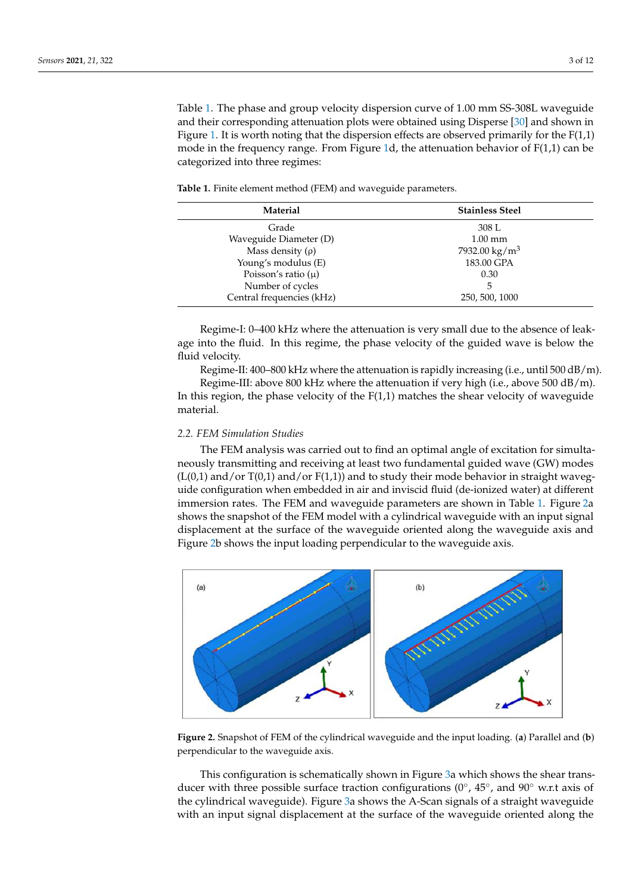Table 1. The phase and group velocity dispersion curve of 1.00 mm SS-308L waveguide and their corresponding attenuation plots were obtained using Disperse [30] and shown in Figure 1. It is worth noting that the dispersion effects are observed primarily for the F(1,1) mode in the frequency range. From Figure 1d, the attenuation behavior of F(1,1) can be categorized into three regimes:

**Table 1.** Finite element method (FEM) and waveguide parameters.

| Material | Stainless Steel |
|---|---|
| Grade | 308 L |
| Waveguide Diameter (D) | 1.00 mm |
| Mass density (ρ) | 7932.00 kg/m$^3$ |
| Young's modulus (E) | 183.00 GPA |
| Poisson's ratio (μ) | 0.30 |
| Number of cycles | 5 |
| Central frequencies (kHz) | 250, 500, 1000 |

Regime-I: 0–400 kHz where the attenuation is very small due to the absence of leakage into the fluid. In this regime, the phase velocity of the guided wave is below the fluid velocity.

Regime-II: 400–800 kHz where the attenuation is rapidly increasing (i.e., until 500 dB/m).

Regime-III: above 800 kHz where the attenuation if very high (i.e., above 500 dB/m). In this region, the phase velocity of the F(1,1) matches the shear velocity of waveguide material.

### 2.2. FEM Simulation Studies

The FEM analysis was carried out to find an optimal angle of excitation for simultaneously transmitting and receiving at least two fundamental guided wave (GW) modes (L(0,1) and/or T(0,1) and/or F(1,1)) and to study their mode behavior in straight waveguide configuration when embedded in air and inviscid fluid (de-ionized water) at different immersion rates. The FEM and waveguide parameters are shown in Table 1. Figure 2a shows the snapshot of the FEM model with a cylindrical waveguide with an input signal displacement at the surface of the waveguide oriented along the waveguide axis and Figure 2b shows the input loading perpendicular to the waveguide axis.

**Figure 2.** Snapshot of FEM of the cylindrical waveguide and the input loading. (**a**) Parallel and (**b**) perpendicular to the waveguide axis.

This configuration is schematically shown in Figure 3a which shows the shear transducer with three possible surface traction configurations (0°, 45°, and 90° w.r.t axis of the cylindrical waveguide). Figure 3a shows the A-Scan signals of a straight waveguide with an input signal displacement at the surface of the waveguide oriented along the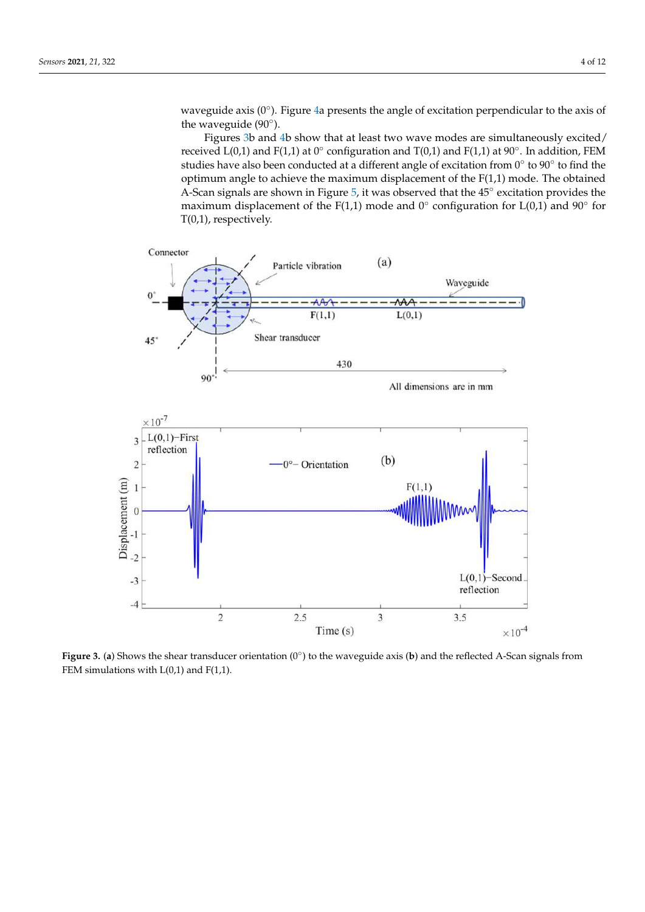waveguide axis (0°). Figure 4a presents the angle of excitation perpendicular to the axis of the waveguide (90°).

Figures 3b and 4b show that at least two wave modes are simultaneously excited/received L(0,1) and F(1,1) at 0° configuration and T(0,1) and F(1,1) at 90°. In addition, FEM studies have also been conducted at a different angle of excitation from 0° to 90° to find the optimum angle to achieve the maximum displacement of the F(1,1) mode. The obtained A-Scan signals are shown in Figure 5, it was observed that the 45° excitation provides the maximum displacement of the F(1,1) mode and 0° configuration for L(0,1) and 90° for T(0,1), respectively.

**Figure 3.** (**a**) Shows the shear transducer orientation (0°) to the waveguide axis (**b**) and the reflected A-Scan signals from FEM simulations with L(0,1) and F(1,1).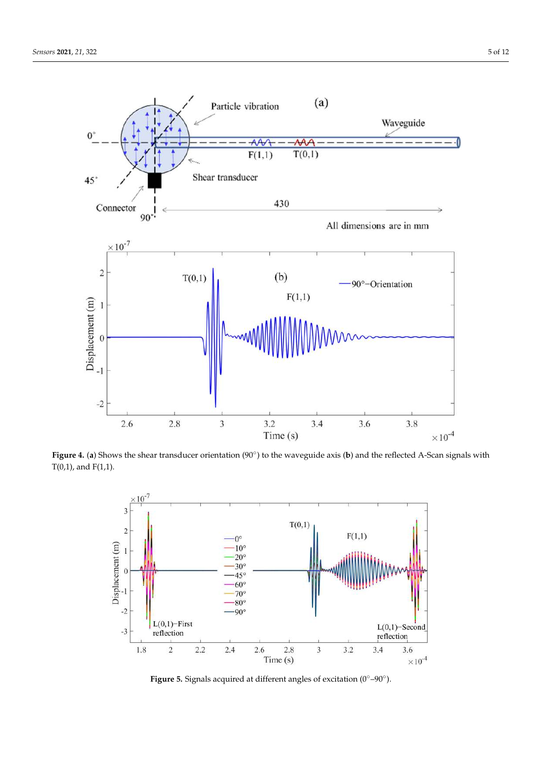**Figure 4.** (**a**) Shows the shear transducer orientation (90°) to the waveguide axis (**b**) and the reflected A-Scan signals with T(0,1), and F(1,1).

**Figure 5.** Signals acquired at different angles of excitation (0°–90°).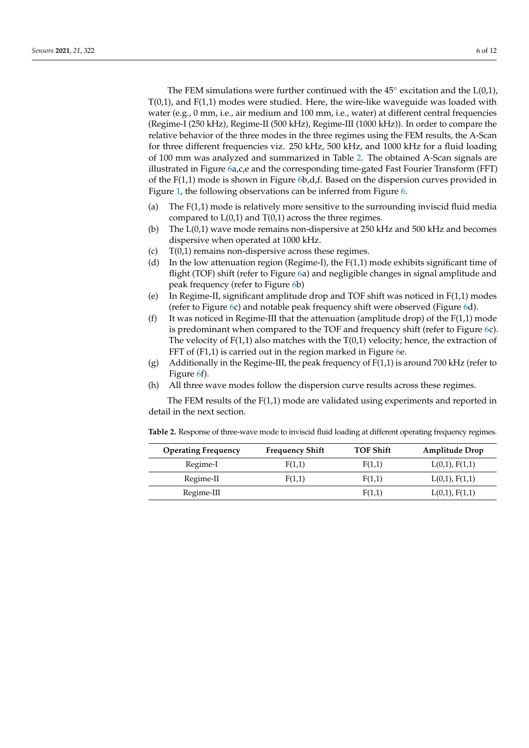The FEM simulations were further continued with the 45° excitation and the L(0,1), T(0,1), and F(1,1) modes were studied. Here, the wire-like waveguide was loaded with water (e.g., 0 mm, i.e., air medium and 100 mm, i.e., water) at different central frequencies (Regime-I (250 kHz), Regime-II (500 kHz), Regime-III (1000 kHz)). In order to compare the relative behavior of the three modes in the three regimes using the FEM results, the A-Scan for three different frequencies viz. 250 kHz, 500 kHz, and 1000 kHz for a fluid loading of 100 mm was analyzed and summarized in Table 2. The obtained A-Scan signals are illustrated in Figure 6a,c,e and the corresponding time-gated Fast Fourier Transform (FFT) of the F(1,1) mode is shown in Figure 6b,d,f. Based on the dispersion curves provided in Figure 1, the following observations can be inferred from Figure 6.

(a) The F(1,1) mode is relatively more sensitive to the surrounding inviscid fluid media compared to L(0,1) and T(0,1) across the three regimes.
(b) The L(0,1) wave mode remains non-dispersive at 250 kHz and 500 kHz and becomes dispersive when operated at 1000 kHz.
(c) T(0,1) remains non-dispersive across these regimes.
(d) In the low attenuation region (Regime-I), the F(1,1) mode exhibits significant time of flight (TOF) shift (refer to Figure 6a) and negligible changes in signal amplitude and peak frequency (refer to Figure 6b)
(e) In Regime-II, significant amplitude drop and TOF shift was noticed in F(1,1) modes (refer to Figure 6c) and notable peak frequency shift were observed (Figure 6d).
(f) It was noticed in Regime-III that the attenuation (amplitude drop) of the F(1,1) mode is predominant when compared to the TOF and frequency shift (refer to Figure 6c). The velocity of F(1,1) also matches with the T(0,1) velocity; hence, the extraction of FFT of (F1,1) is carried out in the region marked in Figure 6e.
(g) Additionally in the Regime-III, the peak frequency of F(1,1) is around 700 kHz (refer to Figure 6f).
(h) All three wave modes follow the dispersion curve results across these regimes.

The FEM results of the F(1,1) mode are validated using experiments and reported in detail in the next section.

**Table 2.** Response of three-wave mode to inviscid fluid loading at different operating frequency regimes.

| Operating Frequency | Frequency Shift | TOF Shift | Amplitude Drop |
| --- | --- | --- | --- |
| Regime-I | F(1,1) | F(1,1) | L(0,1), F(1,1) |
| Regime-II | F(1,1) | F(1,1) | L(0,1), F(1,1) |
| Regime-III | | F(1,1) | L(0,1), F(1,1) |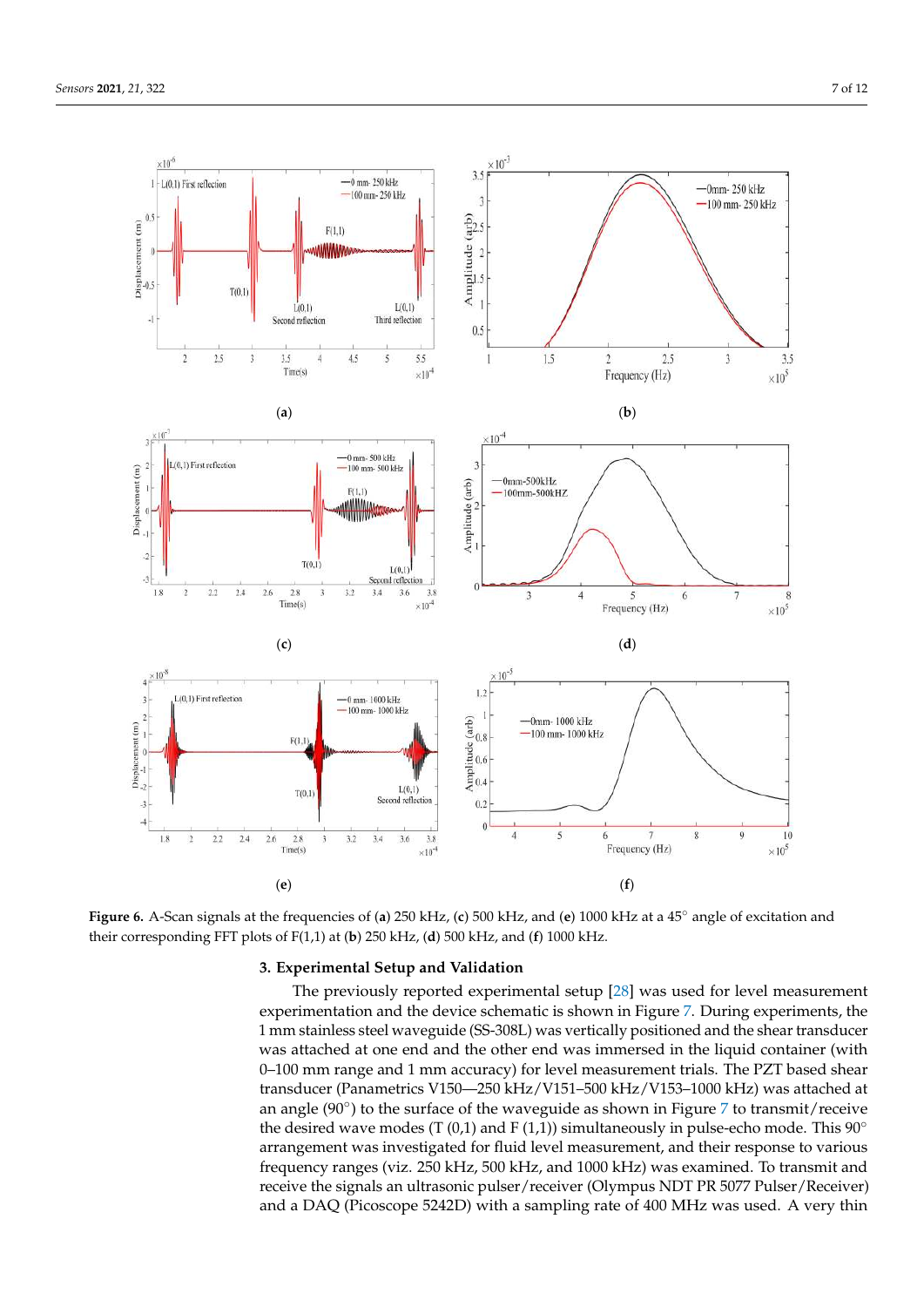**Figure 6.** A-Scan signals at the frequencies of (**a**) 250 kHz, (**c**) 500 kHz, and (**e**) 1000 kHz at a 45° angle of excitation and their corresponding FFT plots of F(1,1) at (**b**) 250 kHz, (**d**) 500 kHz, and (**f**) 1000 kHz.

## 3. Experimental Setup and Validation

The previously reported experimental setup [28] was used for level measurement experimentation and the device schematic is shown in Figure 7. During experiments, the 1 mm stainless steel waveguide (SS-308L) was vertically positioned and the shear transducer was attached at one end and the other end was immersed in the liquid container (with 0–100 mm range and 1 mm accuracy) for level measurement trials. The PZT based shear transducer (Panametrics V150—250 kHz/V151–500 kHz/V153–1000 kHz) was attached at an angle (90°) to the surface of the waveguide as shown in Figure 7 to transmit/receive the desired wave modes (T (0,1) and F (1,1)) simultaneously in pulse-echo mode. This 90° arrangement was investigated for fluid level measurement, and their response to various frequency ranges (viz. 250 kHz, 500 kHz, and 1000 kHz) was examined. To transmit and receive the signals an ultrasonic pulser/receiver (Olympus NDT PR 5077 Pulser/Receiver) and a DAQ (Picoscope 5242D) with a sampling rate of 400 MHz was used. A very thin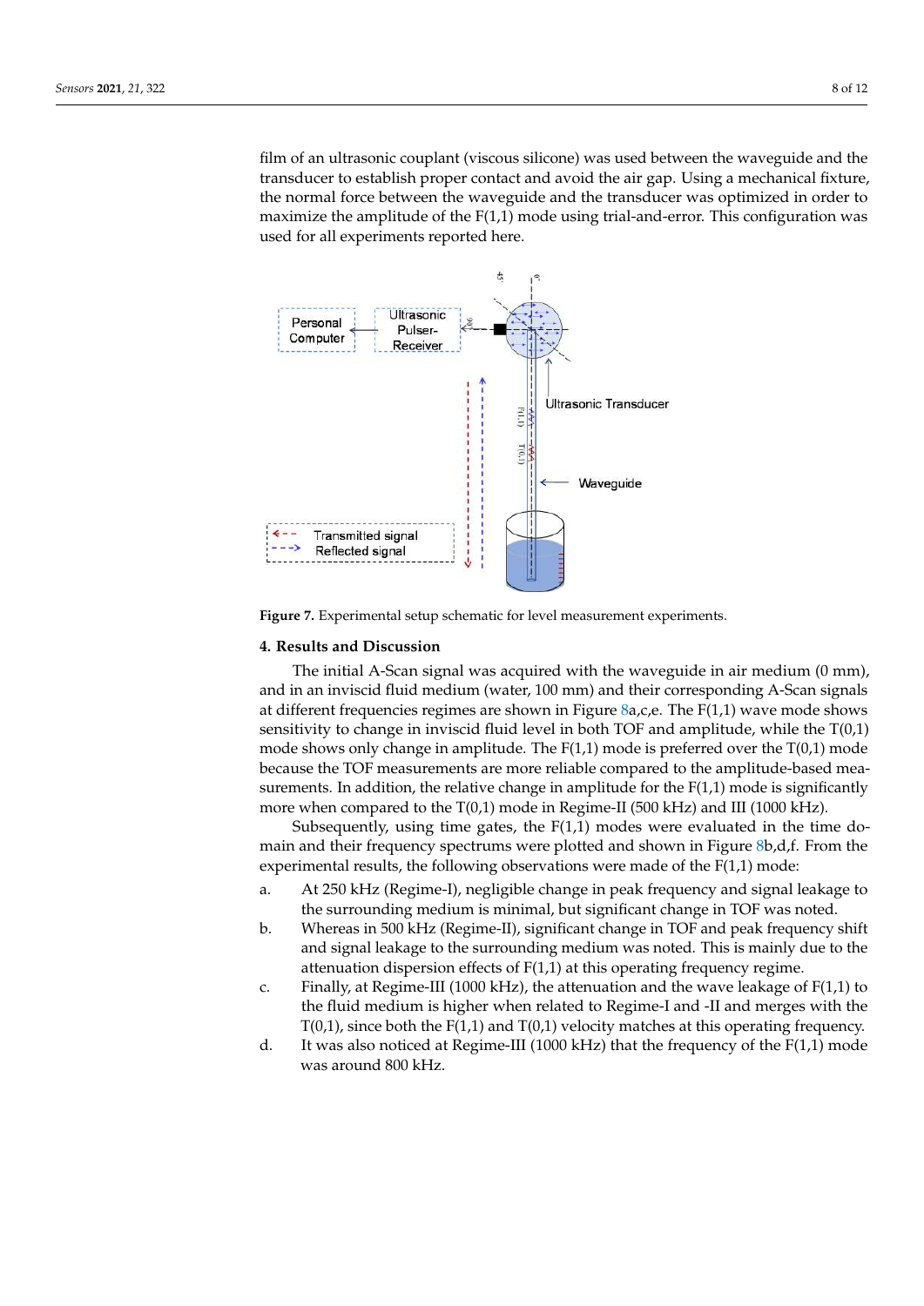film of an ultrasonic couplant (viscous silicone) was used between the waveguide and the transducer to establish proper contact and avoid the air gap. Using a mechanical fixture, the normal force between the waveguide and the transducer was optimized in order to maximize the amplitude of the F(1,1) mode using trial-and-error. This configuration was used for all experiments reported here.

**Figure 7.** Experimental setup schematic for level measurement experiments.

## 4. Results and Discussion

The initial A-Scan signal was acquired with the waveguide in air medium (0 mm), and in an inviscid fluid medium (water, 100 mm) and their corresponding A-Scan signals at different frequencies regimes are shown in Figure 8a,c,e. The F(1,1) wave mode shows sensitivity to change in inviscid fluid level in both TOF and amplitude, while the T(0,1) mode shows only change in amplitude. The F(1,1) mode is preferred over the T(0,1) mode because the TOF measurements are more reliable compared to the amplitude-based measurements. In addition, the relative change in amplitude for the F(1,1) mode is significantly more when compared to the T(0,1) mode in Regime-II (500 kHz) and III (1000 kHz).

Subsequently, using time gates, the F(1,1) modes were evaluated in the time domain and their frequency spectrums were plotted and shown in Figure 8b,d,f. From the experimental results, the following observations were made of the F(1,1) mode:

a. At 250 kHz (Regime-I), negligible change in peak frequency and signal leakage to the surrounding medium is minimal, but significant change in TOF was noted.
b. Whereas in 500 kHz (Regime-II), significant change in TOF and peak frequency shift and signal leakage to the surrounding medium was noted. This is mainly due to the attenuation dispersion effects of F(1,1) at this operating frequency regime.
c. Finally, at Regime-III (1000 kHz), the attenuation and the wave leakage of F(1,1) to the fluid medium is higher when related to Regime-I and -II and merges with the T(0,1), since both the F(1,1) and T(0,1) velocity matches at this operating frequency.
d. It was also noticed at Regime-III (1000 kHz) that the frequency of the F(1,1) mode was around 800 kHz.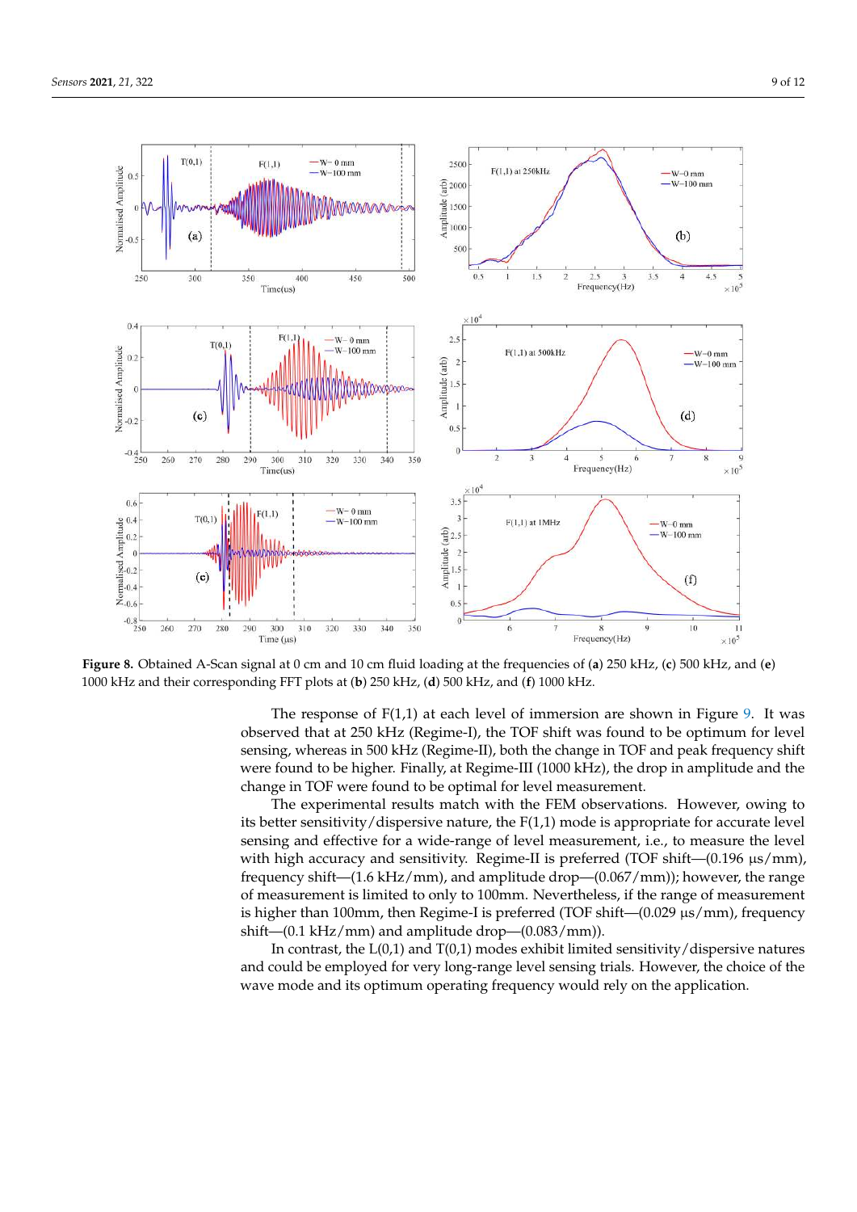**Figure 8.** Obtained A-Scan signal at 0 cm and 10 cm fluid loading at the frequencies of (**a**) 250 kHz, (**c**) 500 kHz, and (**e**) 1000 kHz and their corresponding FFT plots at (**b**) 250 kHz, (**d**) 500 kHz, and (**f**) 1000 kHz.

The response of F(1,1) at each level of immersion are shown in Figure 9. It was observed that at 250 kHz (Regime-I), the TOF shift was found to be optimum for level sensing, whereas in 500 kHz (Regime-II), both the change in TOF and peak frequency shift were found to be higher. Finally, at Regime-III (1000 kHz), the drop in amplitude and the change in TOF were found to be optimal for level measurement.

The experimental results match with the FEM observations. However, owing to its better sensitivity/dispersive nature, the F(1,1) mode is appropriate for accurate level sensing and effective for a wide-range of level measurement, i.e., to measure the level with high accuracy and sensitivity. Regime-II is preferred (TOF shift—(0.196 µs/mm), frequency shift—(1.6 kHz/mm), and amplitude drop—(0.067/mm)); however, the range of measurement is limited to only to 100mm. Nevertheless, if the range of measurement is higher than 100mm, then Regime-I is preferred (TOF shift—(0.029 µs/mm), frequency shift—(0.1 kHz/mm) and amplitude drop—(0.083/mm)).

In contrast, the L(0,1) and T(0,1) modes exhibit limited sensitivity/dispersive natures and could be employed for very long-range level sensing trials. However, the choice of the wave mode and its optimum operating frequency would rely on the application.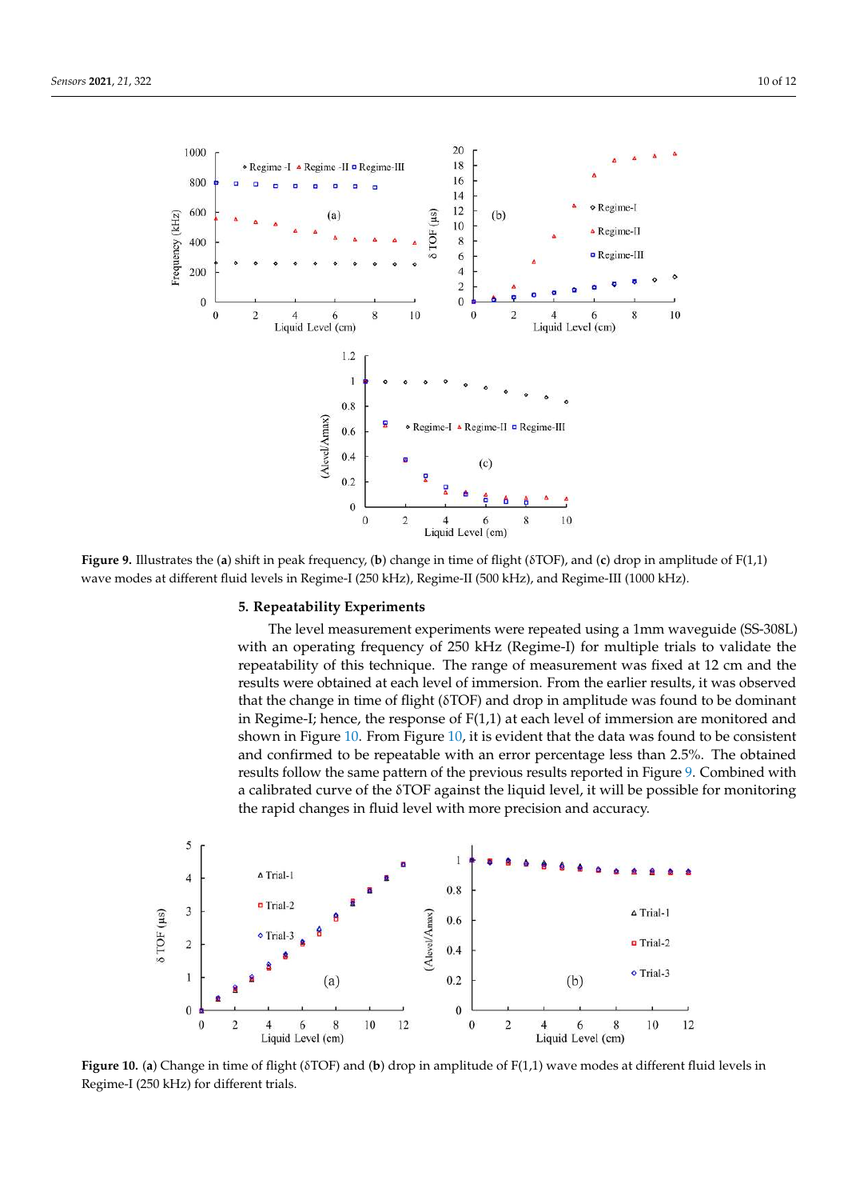**Figure 9.** Illustrates the (**a**) shift in peak frequency, (**b**) change in time of flight (δTOF), and (**c**) drop in amplitude of F(1,1) wave modes at different fluid levels in Regime-I (250 kHz), Regime-II (500 kHz), and Regime-III (1000 kHz).

## 5. Repeatability Experiments

The level measurement experiments were repeated using a 1mm waveguide (SS-308L) with an operating frequency of 250 kHz (Regime-I) for multiple trials to validate the repeatability of this technique. The range of measurement was fixed at 12 cm and the results were obtained at each level of immersion. From the earlier results, it was observed that the change in time of flight (δTOF) and drop in amplitude was found to be dominant in Regime-I; hence, the response of F(1,1) at each level of immersion are monitored and shown in Figure 10. From Figure 10, it is evident that the data was found to be consistent and confirmed to be repeatable with an error percentage less than 2.5%. The obtained results follow the same pattern of the previous results reported in Figure 9. Combined with a calibrated curve of the δTOF against the liquid level, it will be possible for monitoring the rapid changes in fluid level with more precision and accuracy.

**Figure 10.** (**a**) Change in time of flight (δTOF) and (**b**) drop in amplitude of F(1,1) wave modes at different fluid levels in Regime-I (250 kHz) for different trials.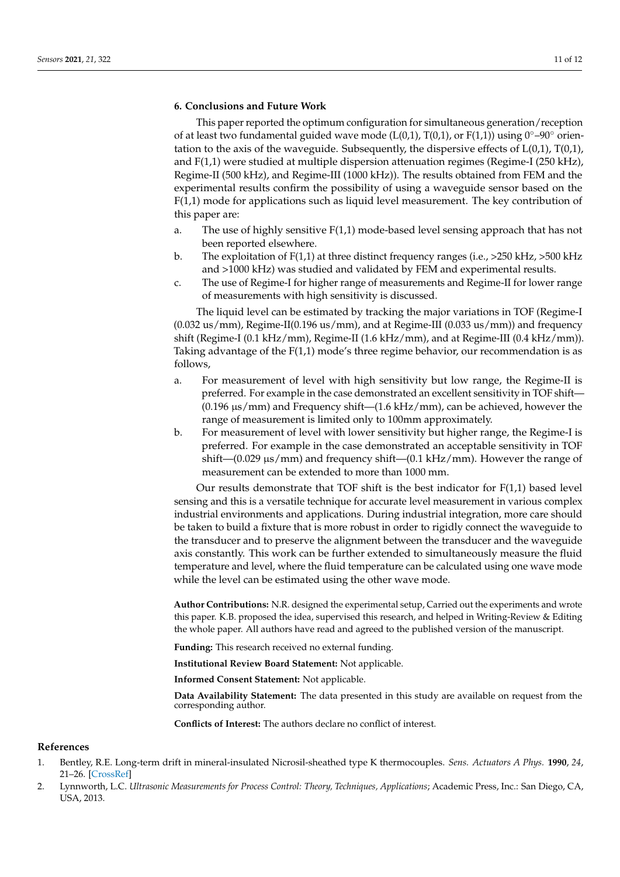## 6. Conclusions and Future Work

This paper reported the optimum configuration for simultaneous generation/reception of at least two fundamental guided wave mode (L(0,1), T(0,1), or F(1,1)) using 0°–90° orientation to the axis of the waveguide. Subsequently, the dispersive effects of L(0,1), T(0,1), and F(1,1) were studied at multiple dispersion attenuation regimes (Regime-I (250 kHz), Regime-II (500 kHz), and Regime-III (1000 kHz)). The results obtained from FEM and the experimental results confirm the possibility of using a waveguide sensor based on the F(1,1) mode for applications such as liquid level measurement. The key contribution of this paper are:

a. The use of highly sensitive F(1,1) mode-based level sensing approach that has not been reported elsewhere.
b. The exploitation of F(1,1) at three distinct frequency ranges (i.e., >250 kHz, >500 kHz and >1000 kHz) was studied and validated by FEM and experimental results.
c. The use of Regime-I for higher range of measurements and Regime-II for lower range of measurements with high sensitivity is discussed.

The liquid level can be estimated by tracking the major variations in TOF (Regime-I (0.032 us/mm), Regime-II(0.196 us/mm), and at Regime-III (0.033 us/mm)) and frequency shift (Regime-I (0.1 kHz/mm), Regime-II (1.6 kHz/mm), and at Regime-III (0.4 kHz/mm)). Taking advantage of the F(1,1) mode's three regime behavior, our recommendation is as follows,

a. For measurement of level with high sensitivity but low range, the Regime-II is preferred. For example in the case demonstrated an excellent sensitivity in TOF shift—(0.196 μs/mm) and Frequency shift—(1.6 kHz/mm), can be achieved, however the range of measurement is limited only to 100mm approximately.
b. For measurement of level with lower sensitivity but higher range, the Regime-I is preferred. For example in the case demonstrated an acceptable sensitivity in TOF shift—(0.029 μs/mm) and frequency shift—(0.1 kHz/mm). However the range of measurement can be extended to more than 1000 mm.

Our results demonstrate that TOF shift is the best indicator for F(1,1) based level sensing and this is a versatile technique for accurate level measurement in various complex industrial environments and applications. During industrial integration, more care should be taken to build a fixture that is more robust in order to rigidly connect the waveguide to the transducer and to preserve the alignment between the transducer and the waveguide axis constantly. This work can be further extended to simultaneously measure the fluid temperature and level, where the fluid temperature can be calculated using one wave mode while the level can be estimated using the other wave mode.

**Author Contributions:** N.R. designed the experimental setup, Carried out the experiments and wrote this paper. K.B. proposed the idea, supervised this research, and helped in Writing-Review & Editing the whole paper. All authors have read and agreed to the published version of the manuscript.

**Funding:** This research received no external funding.

**Institutional Review Board Statement:** Not applicable.

**Informed Consent Statement:** Not applicable.

**Data Availability Statement:** The data presented in this study are available on request from the corresponding author.

**Conflicts of Interest:** The authors declare no conflict of interest.

## References

1. Bentley, R.E. Long-term drift in mineral-insulated Nicrosil-sheathed type K thermocouples. *Sens. Actuators A Phys.* **1990**, *24*, 21–26. [CrossRef]
2. Lynnworth, L.C. *Ultrasonic Measurements for Process Control: Theory, Techniques, Applications*; Academic Press, Inc.: San Diego, CA, USA, 2013.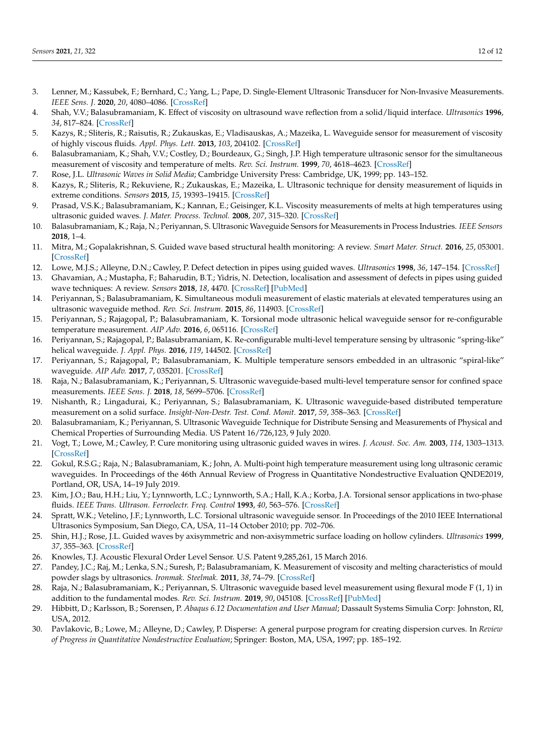3. Lenner, M.; Kassubek, F.; Bernhard, C.; Yang, L.; Pape, D. Single-Element Ultrasonic Transducer for Non-Invasive Measurements. *IEEE Sens. J.* **2020**, *20*, 4080–4086. [CrossRef]
4. Shah, V.V.; Balasubramaniam, K. Effect of viscosity on ultrasound wave reflection from a solid/liquid interface. *Ultrasonics* **1996**, *34*, 817–824. [CrossRef]
5. Kazys, R.; Sliteris, R.; Raisutis, R.; Zukauskas, E.; Vladisauskas, A.; Mazeika, L. Waveguide sensor for measurement of viscosity of highly viscous fluids. *Appl. Phys. Lett.* **2013**, *103*, 204102. [CrossRef]
6. Balasubramaniam, K.; Shah, V.V.; Costley, D.; Bourdeaux, G.; Singh, J.P. High temperature ultrasonic sensor for the simultaneous measurement of viscosity and temperature of melts. *Rev. Sci. Instrum.* **1999**, *70*, 4618–4623. [CrossRef]
7. Rose, J.L. *Ultrasonic Waves in Solid Media*; Cambridge University Press: Cambridge, UK, 1999; pp. 143–152.
8. Kazys, R.; Sliteris, R.; Rekuviene, R.; Zukauskas, E.; Mazeika, L. Ultrasonic technique for density measurement of liquids in extreme conditions. *Sensors* **2015**, *15*, 19393–19415. [CrossRef]
9. Prasad, V.S.K.; Balasubramaniam, K.; Kannan, E.; Geisinger, K.L. Viscosity measurements of melts at high temperatures using ultrasonic guided waves. *J. Mater. Process. Technol.* **2008**, *207*, 315–320. [CrossRef]
10. Balasubramaniam, K.; Raja, N.; Periyannan, S. Ultrasonic Waveguide Sensors for Measurements in Process Industries. *IEEE Sensors* **2018**, 1–4.
11. Mitra, M.; Gopalakrishnan, S. Guided wave based structural health monitoring: A review. *Smart Mater. Struct.* **2016**, *25*, 053001. [CrossRef]
12. Lowe, M.J.S.; Alleyne, D.N.; Cawley, P. Defect detection in pipes using guided waves. *Ultrasonics* **1998**, *36*, 147–154. [CrossRef]
13. Ghavamian, A.; Mustapha, F.; Baharudin, B.T.; Yidris, N. Detection, localisation and assessment of defects in pipes using guided wave techniques: A review. *Sensors* **2018**, *18*, 4470. [CrossRef] [PubMed]
14. Periyannan, S.; Balasubramaniam, K. Simultaneous moduli measurement of elastic materials at elevated temperatures using an ultrasonic waveguide method. *Rev. Sci. Instrum.* **2015**, *86*, 114903. [CrossRef]
15. Periyannan, S.; Rajagopal, P.; Balasubramaniam, K. Torsional mode ultrasonic helical waveguide sensor for re-configurable temperature measurement. *AIP Adv.* **2016**, *6*, 065116. [CrossRef]
16. Periyannan, S.; Rajagopal, P.; Balasubramaniam, K. Re-configurable multi-level temperature sensing by ultrasonic "spring-like" helical waveguide. *J. Appl. Phys.* **2016**, *119*, 144502. [CrossRef]
17. Periyannan, S.; Rajagopal, P.; Balasubramaniam, K. Multiple temperature sensors embedded in an ultrasonic "spiral-like" waveguide. *AIP Adv.* **2017**, *7*, 035201. [CrossRef]
18. Raja, N.; Balasubramaniam, K.; Periyannan, S. Ultrasonic waveguide-based multi-level temperature sensor for confined space measurements. *IEEE Sens. J.* **2018**, *18*, 5699–5706. [CrossRef]
19. Nishanth, R.; Lingadurai, K.; Periyannan, S.; Balasubramaniam, K. Ultrasonic waveguide-based distributed temperature measurement on a solid surface. *Insight-Non-Destr. Test. Cond. Monit.* **2017**, *59*, 358–363. [CrossRef]
20. Balasubramaniam, K.; Periyannan, S. Ultrasonic Waveguide Technique for Distribute Sensing and Measurements of Physical and Chemical Properties of Surrounding Media. US Patent 16/726,123, 9 July 2020.
21. Vogt, T.; Lowe, M.; Cawley, P. Cure monitoring using ultrasonic guided waves in wires. *J. Acoust. Soc. Am.* **2003**, *114*, 1303–1313. [CrossRef]
22. Gokul, R.S.G.; Raja, N.; Balasubramaniam, K.; John, A. Multi-point high temperature measurement using long ultrasonic ceramic waveguides. In Proceedings of the 46th Annual Review of Progress in Quantitative Nondestructive Evaluation QNDE2019, Portland, OR, USA, 14–19 July 2019.
23. Kim, J.O.; Bau, H.H.; Liu, Y.; Lynnworth, L.C.; Lynnworth, S.A.; Hall, K.A.; Korba, J.A. Torsional sensor applications in two-phase fluids. *IEEE Trans. Ultrason. Ferroelectr. Freq. Control* **1993**, *40*, 563–576. [CrossRef]
24. Spratt, W.K.; Vetelino, J.F.; Lynnworth, L.C. Torsional ultrasonic waveguide sensor. In Proceedings of the 2010 IEEE International Ultrasonics Symposium, San Diego, CA, USA, 11–14 October 2010; pp. 702–706.
25. Shin, H.J.; Rose, J.L. Guided waves by axisymmetric and non-axisymmetric surface loading on hollow cylinders. *Ultrasonics* **1999**, *37*, 355–363. [CrossRef]
26. Knowles, T.J. Acoustic Flexural Order Level Sensor. U.S. Patent 9,285,261, 15 March 2016.
27. Pandey, J.C.; Raj, M.; Lenka, S.N.; Suresh, P.; Balasubramaniam, K. Measurement of viscosity and melting characteristics of mould powder slags by ultrasonics. *Ironmak. Steelmak.* **2011**, *38*, 74–79. [CrossRef]
28. Raja, N.; Balasubramaniam, K.; Periyannan, S. Ultrasonic waveguide based level measurement using flexural mode F (1, 1) in addition to the fundamental modes. *Rev. Sci. Instrum.* **2019**, *90*, 045108. [CrossRef] [PubMed]
29. Hibbitt, D.; Karlsson, B.; Sorensen, P. *Abaqus 6.12 Documentation and User Manual*; Dassault Systems Simulia Corp: Johnston, RI, USA, 2012.
30. Pavlakovic, B.; Lowe, M.; Alleyne, D.; Cawley, P. Disperse: A general purpose program for creating dispersion curves. In *Review of Progress in Quantitative Nondestructive Evaluation*; Springer: Boston, MA, USA, 1997; pp. 185–192.